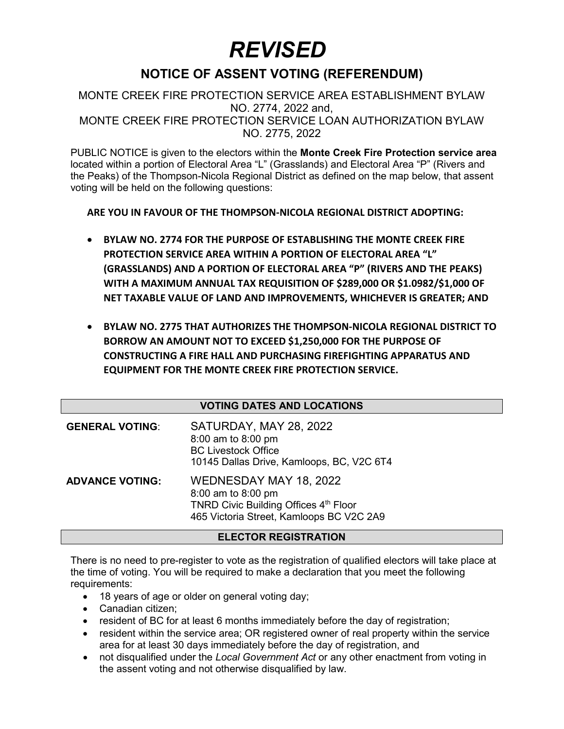# *REVISED*

## NOTICE OF ASSENT VOTING (REFERENDUM)

MONTE CREEK FIRE PROTECTION SERVICE AREA ESTABLISHMENT BYLAW NO. 2774, 2022 and,
MONTE CREEK FIRE PROTECTION SERVICE LOAN AUTHORIZATION BYLAW NO. 2775, 2022

PUBLIC NOTICE is given to the electors within the **Monte Creek Fire Protection service area** located within a portion of Electoral Area "L" (Grasslands) and Electoral Area "P" (Rivers and the Peaks) of the Thompson-Nicola Regional District as defined on the map below, that assent voting will be held on the following questions:

**ARE YOU IN FAVOUR OF THE THOMPSON-NICOLA REGIONAL DISTRICT ADOPTING:**

- **BYLAW NO. 2774 FOR THE PURPOSE OF ESTABLISHING THE MONTE CREEK FIRE PROTECTION SERVICE AREA WITHIN A PORTION OF ELECTORAL AREA "L" (GRASSLANDS) AND A PORTION OF ELECTORAL AREA "P" (RIVERS AND THE PEAKS) WITH A MAXIMUM ANNUAL TAX REQUISITION OF $289,000 OR $1.0982/$1,000 OF NET TAXABLE VALUE OF LAND AND IMPROVEMENTS, WHICHEVER IS GREATER; AND**

- **BYLAW NO. 2775 THAT AUTHORIZES THE THOMPSON-NICOLA REGIONAL DISTRICT TO BORROW AN AMOUNT NOT TO EXCEED $1,250,000 FOR THE PURPOSE OF CONSTRUCTING A FIRE HALL AND PURCHASING FIREFIGHTING APPARATUS AND EQUIPMENT FOR THE MONTE CREEK FIRE PROTECTION SERVICE.**

### VOTING DATES AND LOCATIONS

| | |
|---|---|
| **GENERAL VOTING**: | SATURDAY, MAY 28, 2022<br>8:00 am to 8:00 pm<br>BC Livestock Office<br>10145 Dallas Drive, Kamloops, BC, V2C 6T4 |
| **ADVANCE VOTING:** | WEDNESDAY MAY 18, 2022<br>8:00 am to 8:00 pm<br>TNRD Civic Building Offices 4th Floor<br>465 Victoria Street, Kamloops BC V2C 2A9 |

### ELECTOR REGISTRATION

There is no need to pre-register to vote as the registration of qualified electors will take place at the time of voting. You will be required to make a declaration that you meet the following requirements:

- 18 years of age or older on general voting day;
- Canadian citizen;
- resident of BC for at least 6 months immediately before the day of registration;
- resident within the service area; OR registered owner of real property within the service area for at least 30 days immediately before the day of registration, and
- not disqualified under the *Local Government Act* or any other enactment from voting in the assent voting and not otherwise disqualified by law.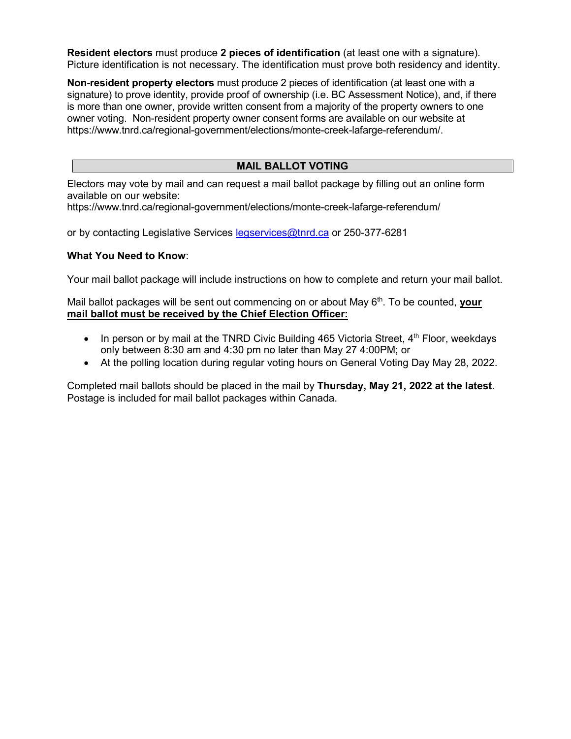**Resident electors** must produce **2 pieces of identification** (at least one with a signature). Picture identification is not necessary. The identification must prove both residency and identity.

**Non-resident property electors** must produce 2 pieces of identification (at least one with a signature) to prove identity, provide proof of ownership (i.e. BC Assessment Notice), and, if there is more than one owner, provide written consent from a majority of the property owners to one owner voting. Non-resident property owner consent forms are available on our website at https://www.tnrd.ca/regional-government/elections/monte-creek-lafarge-referendum/.

## MAIL BALLOT VOTING

Electors may vote by mail and can request a mail ballot package by filling out an online form available on our website:
https://www.tnrd.ca/regional-government/elections/monte-creek-lafarge-referendum/

or by contacting Legislative Services legservices@tnrd.ca or 250-377-6281

**What You Need to Know**:

Your mail ballot package will include instructions on how to complete and return your mail ballot.

Mail ballot packages will be sent out commencing on or about May 6th. To be counted, **your mail ballot must be received by the Chief Election Officer:**

- In person or by mail at the TNRD Civic Building 465 Victoria Street, 4th Floor, weekdays only between 8:30 am and 4:30 pm no later than May 27 4:00PM; or
- At the polling location during regular voting hours on General Voting Day May 28, 2022.

Completed mail ballots should be placed in the mail by **Thursday, May 21, 2022 at the latest**. Postage is included for mail ballot packages within Canada.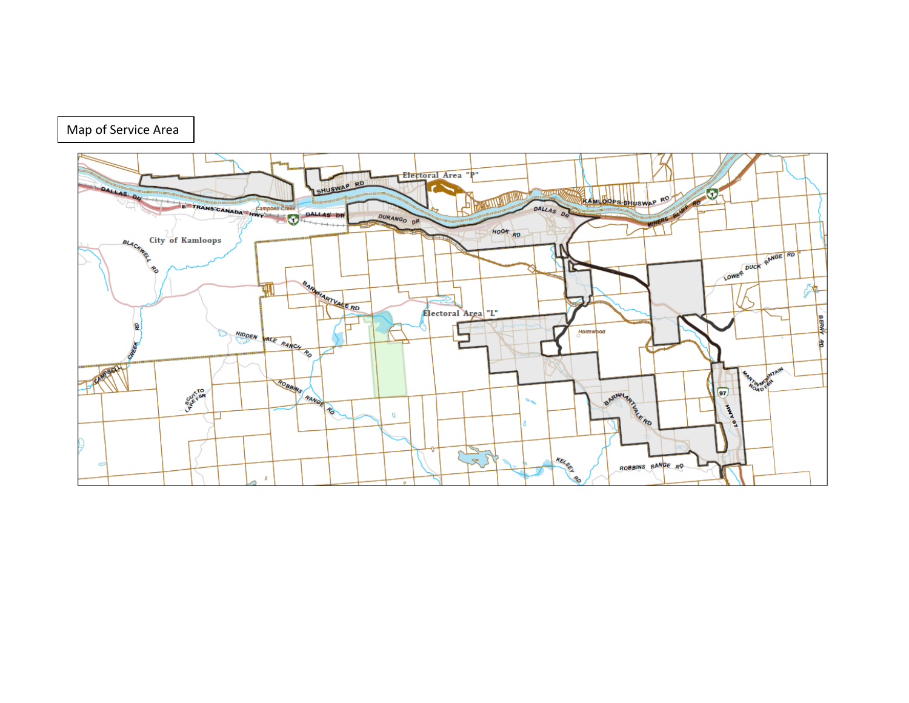Map of Service Area

Electoral Area "P"

SHUSWAP RD

DALLAS DR

E TRANS-CANADA HWY

Campbell Creek

DALLAS DR

DURANGO DR

HOOK RD

DALLAS DR

KAMLOOPS-SHUSWAP RD

MINERS BLUFF RD

City of Kamloops

BLACKWELL RD

BARNHARTVALE RD

Electoral Area "L"

LOWER DUCK RANGE RD

Holmwood

BERRY RD

HIDDEN VALE RANCH RD

CREEK RD

CAMPBELL

ROBBINS RANGE RD

SCUITTO LAKE FSR

BARNHARTVALE RD

MARTIN MOUNTAIN ROAD FSR

HWY 97

KELSEY RD

ROBBINS RANGE RD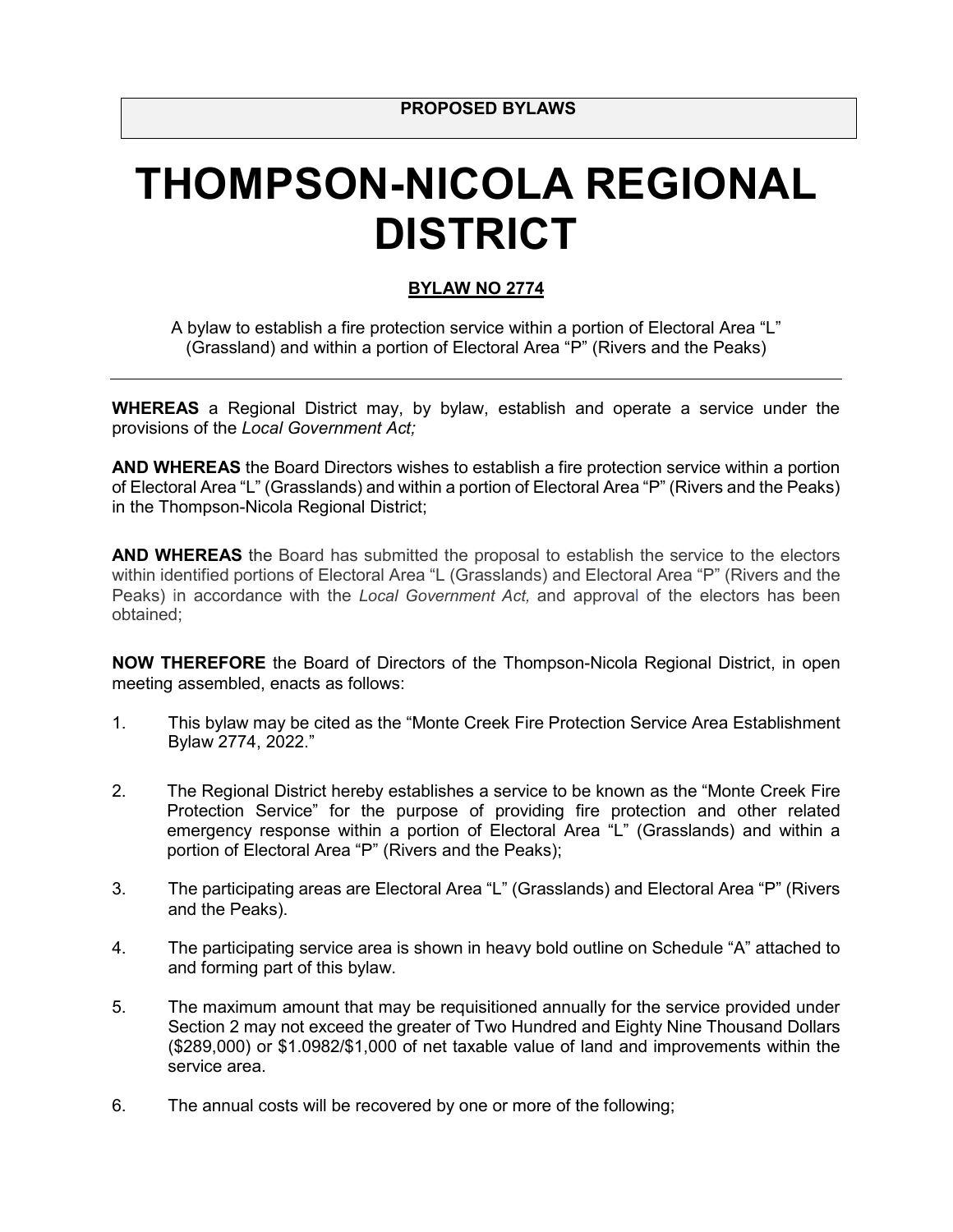**PROPOSED BYLAWS**

# THOMPSON-NICOLA REGIONAL DISTRICT

## BYLAW NO 2774

A bylaw to establish a fire protection service within a portion of Electoral Area "L" (Grassland) and within a portion of Electoral Area "P" (Rivers and the Peaks)

---

**WHEREAS** a Regional District may, by bylaw, establish and operate a service under the provisions of the *Local Government Act;*

**AND WHEREAS** the Board Directors wishes to establish a fire protection service within a portion of Electoral Area "L" (Grasslands) and within a portion of Electoral Area "P" (Rivers and the Peaks) in the Thompson-Nicola Regional District;

**AND WHEREAS** the Board has submitted the proposal to establish the service to the electors within identified portions of Electoral Area "L (Grasslands) and Electoral Area "P" (Rivers and the Peaks) in accordance with the *Local Government Act,* and approval of the electors has been obtained;

**NOW THEREFORE** the Board of Directors of the Thompson-Nicola Regional District, in open meeting assembled, enacts as follows:

1. This bylaw may be cited as the "Monte Creek Fire Protection Service Area Establishment Bylaw 2774, 2022."

2. The Regional District hereby establishes a service to be known as the "Monte Creek Fire Protection Service" for the purpose of providing fire protection and other related emergency response within a portion of Electoral Area "L" (Grasslands) and within a portion of Electoral Area "P" (Rivers and the Peaks);

3. The participating areas are Electoral Area "L" (Grasslands) and Electoral Area "P" (Rivers and the Peaks).

4. The participating service area is shown in heavy bold outline on Schedule "A" attached to and forming part of this bylaw.

5. The maximum amount that may be requisitioned annually for the service provided under Section 2 may not exceed the greater of Two Hundred and Eighty Nine Thousand Dollars ($289,000) or $1.0982/$1,000 of net taxable value of land and improvements within the service area.

6. The annual costs will be recovered by one or more of the following;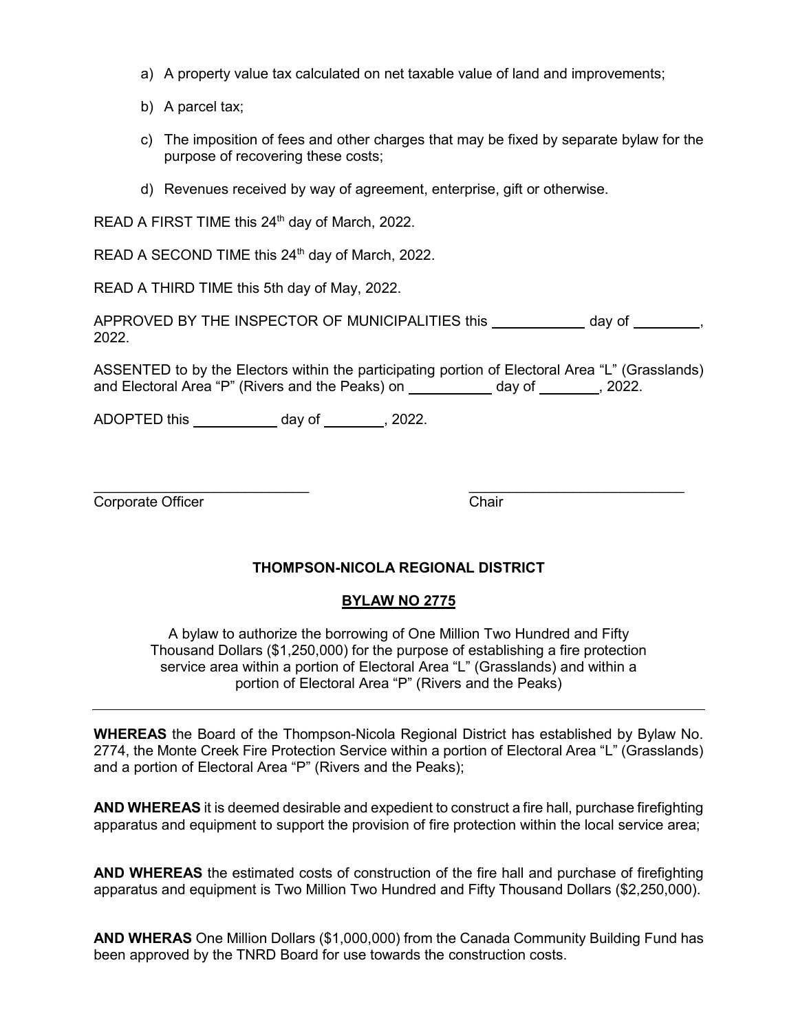a) A property value tax calculated on net taxable value of land and improvements;

b) A parcel tax;

c) The imposition of fees and other charges that may be fixed by separate bylaw for the purpose of recovering these costs;

d) Revenues received by way of agreement, enterprise, gift or otherwise.

READ A FIRST TIME this 24th day of March, 2022.

READ A SECOND TIME this 24th day of March, 2022.

READ A THIRD TIME this 5th day of May, 2022.

APPROVED BY THE INSPECTOR OF MUNICIPALITIES this ____________ day of _________, 2022.

ASSENTED to by the Electors within the participating portion of Electoral Area "L" (Grasslands) and Electoral Area "P" (Rivers and the Peaks) on ___________ day of ________, 2022.

ADOPTED this ___________ day of ________, 2022.

____________________________ ____________________________
Corporate Officer Chair

**THOMPSON-NICOLA REGIONAL DISTRICT**

**BYLAW NO 2775**

A bylaw to authorize the borrowing of One Million Two Hundred and Fifty Thousand Dollars ($1,250,000) for the purpose of establishing a fire protection service area within a portion of Electoral Area "L" (Grasslands) and within a portion of Electoral Area "P" (Rivers and the Peaks)

---

**WHEREAS** the Board of the Thompson-Nicola Regional District has established by Bylaw No. 2774, the Monte Creek Fire Protection Service within a portion of Electoral Area "L" (Grasslands) and a portion of Electoral Area "P" (Rivers and the Peaks);

**AND WHEREAS** it is deemed desirable and expedient to construct a fire hall, purchase firefighting apparatus and equipment to support the provision of fire protection within the local service area;

**AND WHEREAS** the estimated costs of construction of the fire hall and purchase of firefighting apparatus and equipment is Two Million Two Hundred and Fifty Thousand Dollars ($2,250,000).

**AND WHERAS** One Million Dollars ($1,000,000) from the Canada Community Building Fund has been approved by the TNRD Board for use towards the construction costs.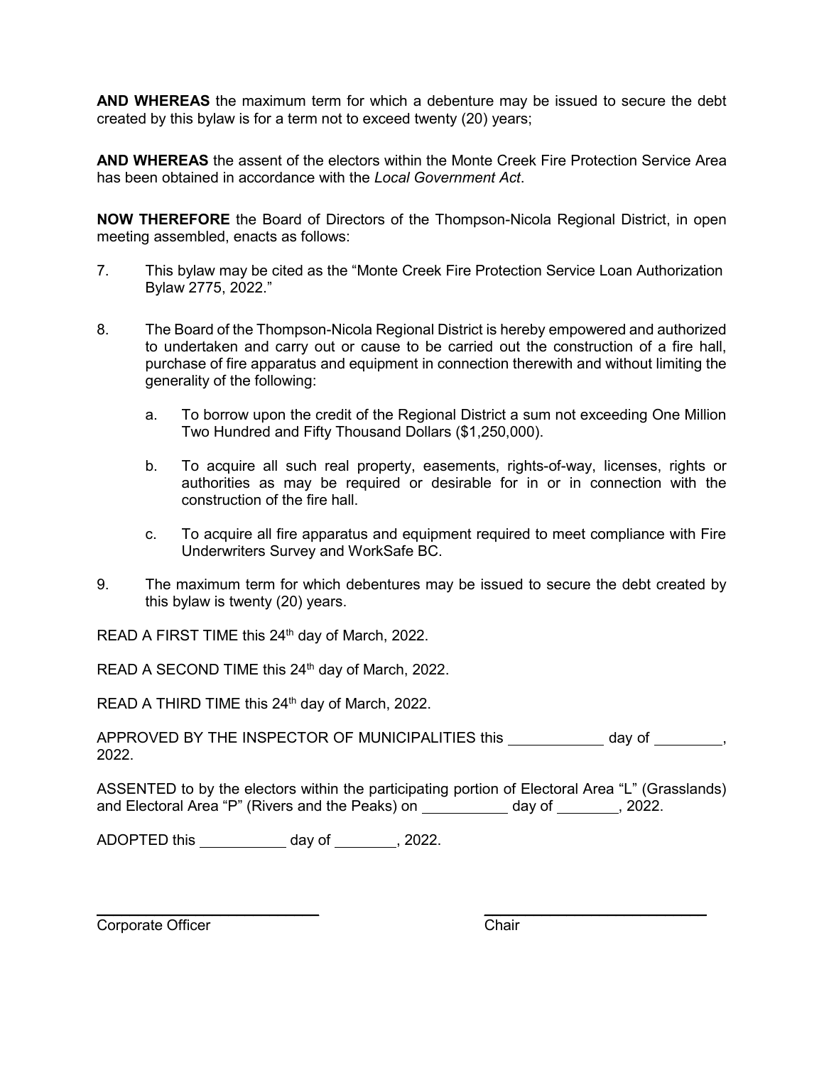**AND WHEREAS** the maximum term for which a debenture may be issued to secure the debt created by this bylaw is for a term not to exceed twenty (20) years;

**AND WHEREAS** the assent of the electors within the Monte Creek Fire Protection Service Area has been obtained in accordance with the *Local Government Act*.

**NOW THEREFORE** the Board of Directors of the Thompson-Nicola Regional District, in open meeting assembled, enacts as follows:

7. This bylaw may be cited as the "Monte Creek Fire Protection Service Loan Authorization Bylaw 2775, 2022."

8. The Board of the Thompson-Nicola Regional District is hereby empowered and authorized to undertaken and carry out or cause to be carried out the construction of a fire hall, purchase of fire apparatus and equipment in connection therewith and without limiting the generality of the following:

   a. To borrow upon the credit of the Regional District a sum not exceeding One Million Two Hundred and Fifty Thousand Dollars ($1,250,000).

   b. To acquire all such real property, easements, rights-of-way, licenses, rights or authorities as may be required or desirable for in or in connection with the construction of the fire hall.

   c. To acquire all fire apparatus and equipment required to meet compliance with Fire Underwriters Survey and WorkSafe BC.

9. The maximum term for which debentures may be issued to secure the debt created by this bylaw is twenty (20) years.

READ A FIRST TIME this 24th day of March, 2022.

READ A SECOND TIME this 24th day of March, 2022.

READ A THIRD TIME this 24th day of March, 2022.

APPROVED BY THE INSPECTOR OF MUNICIPALITIES this ____________ day of _________, 2022.

ASSENTED to by the electors within the participating portion of Electoral Area "L" (Grasslands) and Electoral Area "P" (Rivers and the Peaks) on ___________ day of ________, 2022.

ADOPTED this ___________ day of ________, 2022.

____________________________ ____________________________

Corporate Officer Chair